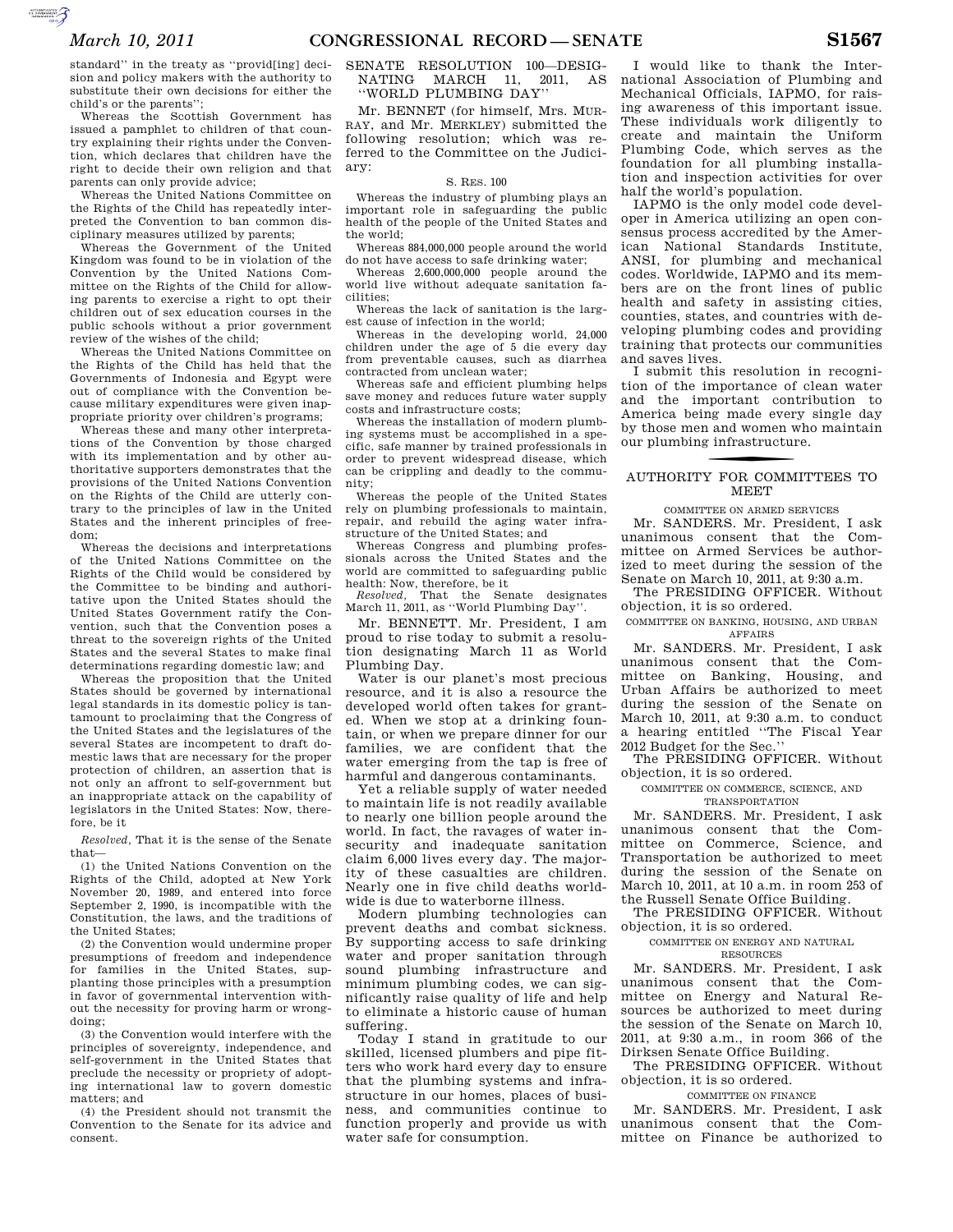standard" in the treaty as "provid[ing] decision and policy makers with the authority to substitute their own decisions for either the child's or the parents";

Whereas the Scottish Government has issued a pamphlet to children of that country explaining their rights under the Convention, which declares that children have the right to decide their own religion and that parents can only provide advice;

Whereas the United Nations Committee on the Rights of the Child has repeatedly interpreted the Convention to ban common disciplinary measures utilized by parents;

Whereas the Government of the United Kingdom was found to be in violation of the Convention by the United Nations Committee on the Rights of the Child for allowing parents to exercise a right to opt their children out of sex education courses in the public schools without a prior government review of the wishes of the child;

Whereas the United Nations Committee on the Rights of the Child has held that the Governments of Indonesia and Egypt were out of compliance with the Convention because military expenditures were given inappropriate priority over children's programs;

Whereas these and many other interpretations of the Convention by those charged with its implementation and by other authoritative supporters demonstrates that the provisions of the United Nations Convention on the Rights of the Child are utterly contrary to the principles of law in the United States and the inherent principles of freedom;

Whereas the decisions and interpretations of the United Nations Committee on the Rights of the Child would be considered by the Committee to be binding and authoritative upon the United States should the United States Government ratify the Convention, such that the Convention poses a threat to the sovereign rights of the United States and the several States to make final determinations regarding domestic law; and

Whereas the proposition that the United States should be governed by international legal standards in its domestic policy is tantamount to proclaiming that the Congress of the United States and the legislatures of the several States are incompetent to draft domestic laws that are necessary for the proper protection of children, an assertion that is not only an affront to self-government but an inappropriate attack on the capability of legislators in the United States: Now, therefore, be it

*Resolved*, That it is the sense of the Senate that—

(1) the United Nations Convention on the Rights of the Child, adopted at New York November 20, 1989, and entered into force September 2, 1990, is incompatible with the Constitution, the laws, and the traditions of the United States;

(2) the Convention would undermine proper presumptions of freedom and independence for families in the United States, supplanting those principles with a presumption in favor of governmental intervention without the necessity for proving harm or wrongdoing;

(3) the Convention would interfere with the principles of sovereignty, independence, and self-government in the United States that preclude the necessity or propriety of adopting international law to govern domestic matters; and

(4) the President should not transmit the Convention to the Senate for its advice and consent.

## SENATE RESOLUTION 100—DESIGNATING MARCH 11, 2011, AS "WORLD PLUMBING DAY"

Mr. BENNET (for himself, Mrs. MURRAY, and Mr. MERKLEY) submitted the following resolution; which was referred to the Committee on the Judiciary:

S. RES. 100

Whereas the industry of plumbing plays an important role in safeguarding the public health of the people of the United States and the world;

Whereas 884,000,000 people around the world do not have access to safe drinking water;

Whereas 2,600,000,000 people around the world live without adequate sanitation facilities;

Whereas the lack of sanitation is the largest cause of infection in the world;

Whereas in the developing world, 24,000 children under the age of 5 die every day from preventable causes, such as diarrhea contracted from unclean water;

Whereas safe and efficient plumbing helps save money and reduces future water supply costs and infrastructure costs;

Whereas the installation of modern plumbing systems must be accomplished in a specific, safe manner by trained professionals in order to prevent widespread disease, which can be crippling and deadly to the community;

Whereas the people of the United States rely on plumbing professionals to maintain, repair, and rebuild the aging water infrastructure of the United States; and

Whereas Congress and plumbing professionals across the United States and the world are committed to safeguarding public health: Now, therefore, be it

*Resolved*, That the Senate designates March 11, 2011, as "World Plumbing Day".

Mr. BENNETT. Mr. President, I am proud to rise today to submit a resolution designating March 11 as World Plumbing Day.

Water is our planet's most precious resource, and it is also a resource the developed world often takes for granted. When we stop at a drinking fountain, or when we prepare dinner for our families, we are confident that the water emerging from the tap is free of harmful and dangerous contaminants.

Yet a reliable supply of water needed to maintain life is not readily available to nearly one billion people around the world. In fact, the ravages of water insecurity and inadequate sanitation claim 6,000 lives every day. The majority of these casualties are children. Nearly one in five child deaths worldwide is due to waterborne illness.

Modern plumbing technologies can prevent deaths and combat sickness. By supporting access to safe drinking water and proper sanitation through sound plumbing infrastructure and minimum plumbing codes, we can significantly raise quality of life and help to eliminate a historic cause of human suffering.

Today I stand in gratitude to our skilled, licensed plumbers and pipe fitters who work hard every day to ensure that the plumbing systems and infrastructure in our homes, places of business, and communities continue to function properly and provide us with water safe for consumption.

I would like to thank the International Association of Plumbing and Mechanical Officials, IAPMO, for raising awareness of this important issue. These individuals work diligently to create and maintain the Uniform Plumbing Code, which serves as the foundation for all plumbing installation and inspection activities for over half the world's population.

IAPMO is the only model code developer in America utilizing an open consensus process accredited by the American National Standards Institute, ANSI, for plumbing and mechanical codes. Worldwide, IAPMO and its members are on the front lines of public health and safety in assisting cities, counties, states, and countries with developing plumbing codes and providing training that protects our communities and saves lives.

I submit this resolution in recognition of the importance of clean water and the important contribution to America being made every single day by those men and women who maintain our plumbing infrastructure.

## AUTHORITY FOR COMMITTEES TO MEET

### COMMITTEE ON ARMED SERVICES

Mr. SANDERS. Mr. President, I ask unanimous consent that the Committee on Armed Services be authorized to meet during the session of the Senate on March 10, 2011, at 9:30 a.m.

The PRESIDING OFFICER. Without objection, it is so ordered.

### COMMITTEE ON BANKING, HOUSING, AND URBAN AFFAIRS

Mr. SANDERS. Mr. President, I ask unanimous consent that the Committee on Banking, Housing, and Urban Affairs be authorized to meet during the session of the Senate on March 10, 2011, at 9:30 a.m. to conduct a hearing entitled "The Fiscal Year 2012 Budget for the Sec."

The PRESIDING OFFICER. Without objection, it is so ordered.

### COMMITTEE ON COMMERCE, SCIENCE, AND TRANSPORTATION

Mr. SANDERS. Mr. President, I ask unanimous consent that the Committee on Commerce, Science, and Transportation be authorized to meet during the session of the Senate on March 10, 2011, at 10 a.m. in room 253 of the Russell Senate Office Building.

The PRESIDING OFFICER. Without objection, it is so ordered.

### COMMITTEE ON ENERGY AND NATURAL RESOURCES

Mr. SANDERS. Mr. President, I ask unanimous consent that the Committee on Energy and Natural Resources be authorized to meet during the session of the Senate on March 10, 2011, at 9:30 a.m., in room 366 of the Dirksen Senate Office Building.

The PRESIDING OFFICER. Without objection, it is so ordered.

### COMMITTEE ON FINANCE

Mr. SANDERS. Mr. President, I ask unanimous consent that the Committee on Finance be authorized to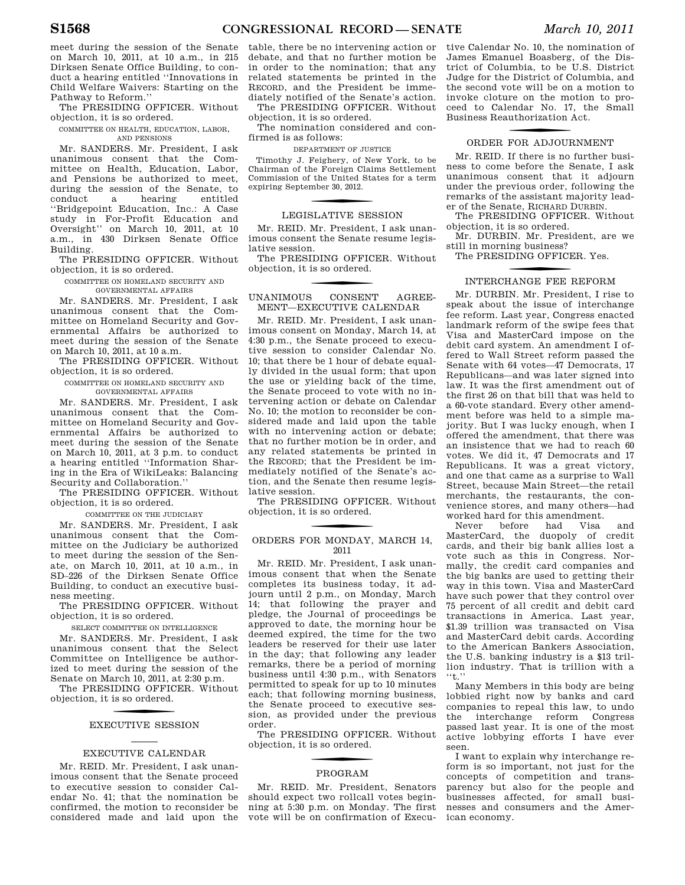meet during the session of the Senate on March 10, 2011, at 10 a.m., in 215 Dirksen Senate Office Building, to conduct a hearing entitled ''Innovations in Child Welfare Waivers: Starting on the Pathway to Reform.''

The PRESIDING OFFICER. Without objection, it is so ordered.

COMMITTEE ON HEALTH, EDUCATION, LABOR, AND PENSIONS

Mr. SANDERS. Mr. President, I ask unanimous consent that the Committee on Health, Education, Labor, and Pensions be authorized to meet, during the session of the Senate, to conduct a hearing entitled ''Bridgepoint Education, Inc.: A Case study in For-Profit Education and Oversight'' on March 10, 2011, at 10 a.m., in 430 Dirksen Senate Office Building.

The PRESIDING OFFICER. Without objection, it is so ordered.

COMMITTEE ON HOMELAND SECURITY AND GOVERNMENTAL AFFAIRS

Mr. SANDERS. Mr. President, I ask unanimous consent that the Committee on Homeland Security and Governmental Affairs be authorized to meet during the session of the Senate on March 10, 2011, at 10 a.m.

The PRESIDING OFFICER. Without objection, it is so ordered.

COMMITTEE ON HOMELAND SECURITY AND GOVERNMENTAL AFFAIRS

Mr. SANDERS. Mr. President, I ask unanimous consent that the Committee on Homeland Security and Governmental Affairs be authorized to meet during the session of the Senate on March 10, 2011, at 3 p.m. to conduct a hearing entitled ''Information Sharing in the Era of WikiLeaks: Balancing Security and Collaboration.''

The PRESIDING OFFICER. Without objection, it is so ordered.

COMMITTEE ON THE JUDICIARY

Mr. SANDERS. Mr. President, I ask unanimous consent that the Committee on the Judiciary be authorized to meet during the session of the Senate, on March 10, 2011, at 10 a.m., in SD–226 of the Dirksen Senate Office Building, to conduct an executive business meeting.

The PRESIDING OFFICER. Without objection, it is so ordered.

SELECT COMMITTEE ON INTELLIGENCE

Mr. SANDERS. Mr. President, I ask unanimous consent that the Select Committee on Intelligence be authorized to meet during the session of the Senate on March 10, 2011, at 2:30 p.m.

The PRESIDING OFFICER. Without objection, it is so ordered.

## EXECUTIVE SESSION

### EXECUTIVE CALENDAR

Mr. REID. Mr. President, I ask unanimous consent that the Senate proceed to executive session to consider Calendar No. 41; that the nomination be confirmed, the motion to reconsider be considered made and laid upon the table, there be no intervening action or debate, and that no further motion be in order to the nomination; that any related statements be printed in the RECORD, and the President be immediately notified of the Senate's action.

The PRESIDING OFFICER. Without objection, it is so ordered.

The nomination considered and confirmed is as follows:

DEPARTMENT OF JUSTICE

Timothy J. Feighery, of New York, to be Chairman of the Foreign Claims Settlement Commission of the United States for a term expiring September 30, 2012.

## LEGISLATIVE SESSION

Mr. REID. Mr. President, I ask unanimous consent the Senate resume legislative session.

The PRESIDING OFFICER. Without objection, it is so ordered.

## UNANIMOUS CONSENT AGREEMENT—EXECUTIVE CALENDAR

Mr. REID. Mr. President, I ask unanimous consent on Monday, March 14, at 4:30 p.m., the Senate proceed to executive session to consider Calendar No. 10; that there be 1 hour of debate equally divided in the usual form; that upon the use or yielding back of the time, the Senate proceed to vote with no intervening action or debate on Calendar No. 10; the motion to reconsider be considered made and laid upon the table with no intervening action or debate; that no further motion be in order, and any related statements be printed in the RECORD; that the President be immediately notified of the Senate's action, and the Senate then resume legislative session.

The PRESIDING OFFICER. Without objection, it is so ordered.

## ORDERS FOR MONDAY, MARCH 14, 2011

Mr. REID. Mr. President, I ask unanimous consent that when the Senate completes its business today, it adjourn until 2 p.m., on Monday, March 14; that following the prayer and pledge, the Journal of proceedings be approved to date, the morning hour be deemed expired, the time for the two leaders be reserved for their use later in the day; that following any leader remarks, there be a period of morning business until 4:30 p.m., with Senators permitted to speak for up to 10 minutes each; that following morning business, the Senate proceed to executive session, as provided under the previous order.

The PRESIDING OFFICER. Without objection, it is so ordered.

## PROGRAM

Mr. REID. Mr. President, Senators should expect two rollcall votes beginning at 5:30 p.m. on Monday. The first vote will be on confirmation of Executive Calendar No. 10, the nomination of James Emanuel Boasberg, of the District of Columbia, to be U.S. District Judge for the District of Columbia, and the second vote will be on a motion to invoke cloture on the motion to proceed to Calendar No. 17, the Small Business Reauthorization Act.

## ORDER FOR ADJOURNMENT

Mr. REID. If there is no further business to come before the Senate, I ask unanimous consent that it adjourn under the previous order, following the remarks of the assistant majority leader of the Senate, RICHARD DURBIN.

The PRESIDING OFFICER. Without objection, it is so ordered.

Mr. DURBIN. Mr. President, are we still in morning business?

The PRESIDING OFFICER. Yes.

## INTERCHANGE FEE REFORM

Mr. DURBIN. Mr. President, I rise to speak about the issue of interchange fee reform. Last year, Congress enacted landmark reform of the swipe fees that Visa and MasterCard impose on the debit card system. An amendment I offered to Wall Street reform passed the Senate with 64 votes—47 Democrats, 17 Republicans—and was later signed into law. It was the first amendment out of the first 26 on that bill that was held to a 60-vote standard. Every other amendment before was held to a simple majority. But I was lucky enough, when I offered the amendment, that there was an insistence that we had to reach 60 votes. We did it, 47 Democrats and 17 Republicans. It was a great victory, and one that came as a surprise to Wall Street, because Main Street—the retail merchants, the restaurants, the convenience stores, and many others—had worked hard for this amendment.

Never before had Visa and MasterCard, the duopoly of credit cards, and their big bank allies lost a vote such as this in Congress. Normally, the credit card companies and the big banks are used to getting their way in this town. Visa and MasterCard have such power that they control over 75 percent of all credit and debit card transactions in America. Last year, $1.39 trillion was transacted on Visa and MasterCard debit cards. According to the American Bankers Association, the U.S. banking industry is a $13 trillion industry. That is trillion with a ''t.''

Many Members in this body are being lobbied right now by banks and card companies to repeal this law, to undo the interchange reform Congress passed last year. It is one of the most active lobbying efforts I have ever seen.

I want to so explain why interchange reform is so important, not just for the concepts of competition and transparency but also for the people and businesses affected, for small businesses and consumers and the American economy.